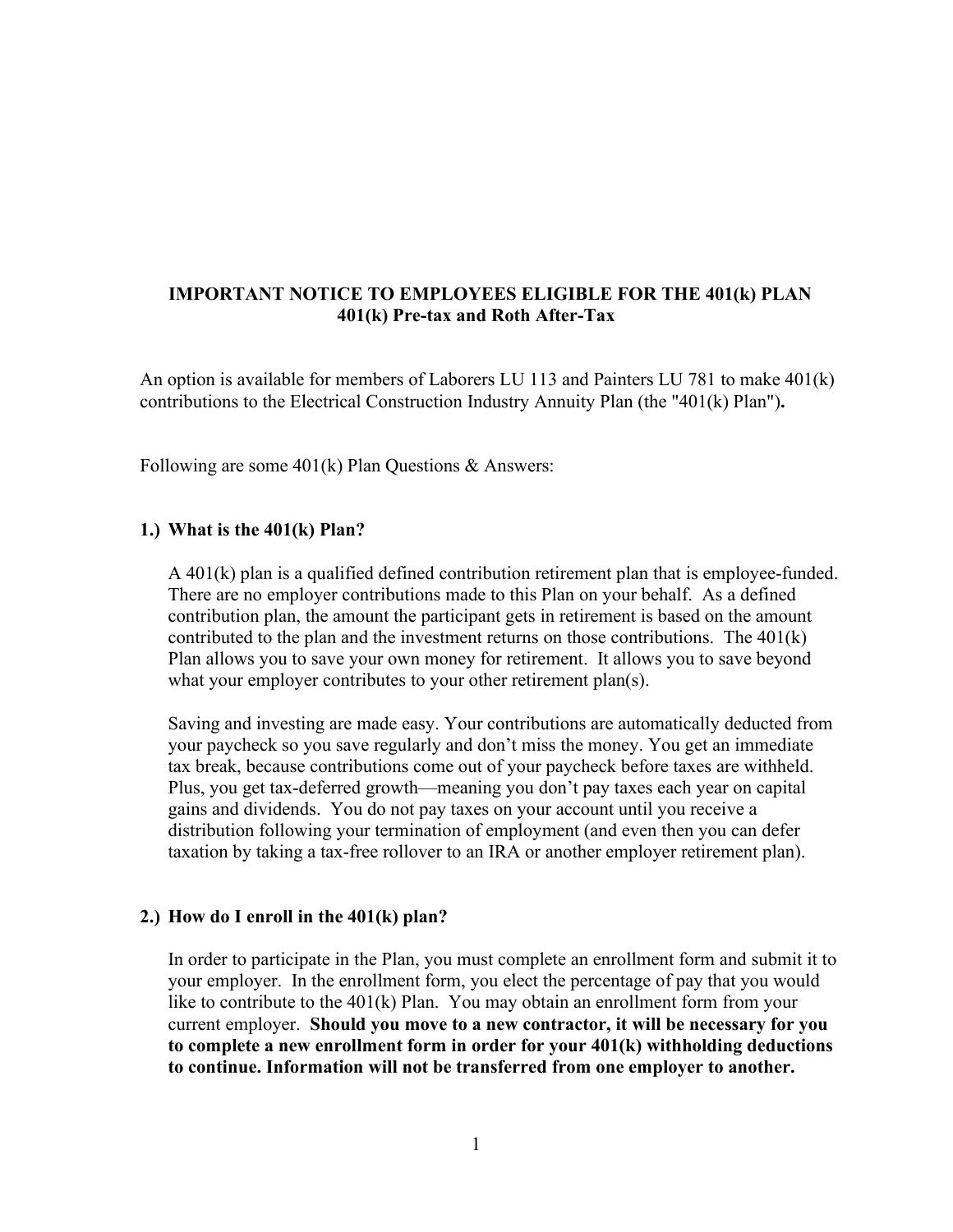**IMPORTANT NOTICE TO EMPLOYEES ELIGIBLE FOR THE 401(k) PLAN**
**401(k) Pre-tax and Roth After-Tax**

An option is available for members of Laborers LU 113 and Painters LU 781 to make 401(k) contributions to the Electrical Construction Industry Annuity Plan (the "401(k) Plan")**.**

Following are some 401(k) Plan Questions & Answers:

**1.) What is the 401(k) Plan?**

A 401(k) plan is a qualified defined contribution retirement plan that is employee-funded. There are no employer contributions made to this Plan on your behalf. As a defined contribution plan, the amount the participant gets in retirement is based on the amount contributed to the plan and the investment returns on those contributions. The 401(k) Plan allows you to save your own money for retirement. It allows you to save beyond what your employer contributes to your other retirement plan(s).

Saving and investing are made easy. Your contributions are automatically deducted from your paycheck so you save regularly and don't miss the money. You get an immediate tax break, because contributions come out of your paycheck before taxes are withheld. Plus, you get tax-deferred growth—meaning you don't pay taxes each year on capital gains and dividends. You do not pay taxes on your account until you receive a distribution following your termination of employment (and even then you can defer taxation by taking a tax-free rollover to an IRA or another employer retirement plan).

**2.) How do I enroll in the 401(k) plan?**

In order to participate in the Plan, you must complete an enrollment form and submit it to your employer. In the enrollment form, you elect the percentage of pay that you would like to contribute to the 401(k) Plan. You may obtain an enrollment form from your current employer. **Should you move to a new contractor, it will be necessary for you to complete a new enrollment form in order for your 401(k) withholding deductions to continue. Information will not be transferred from one employer to another.**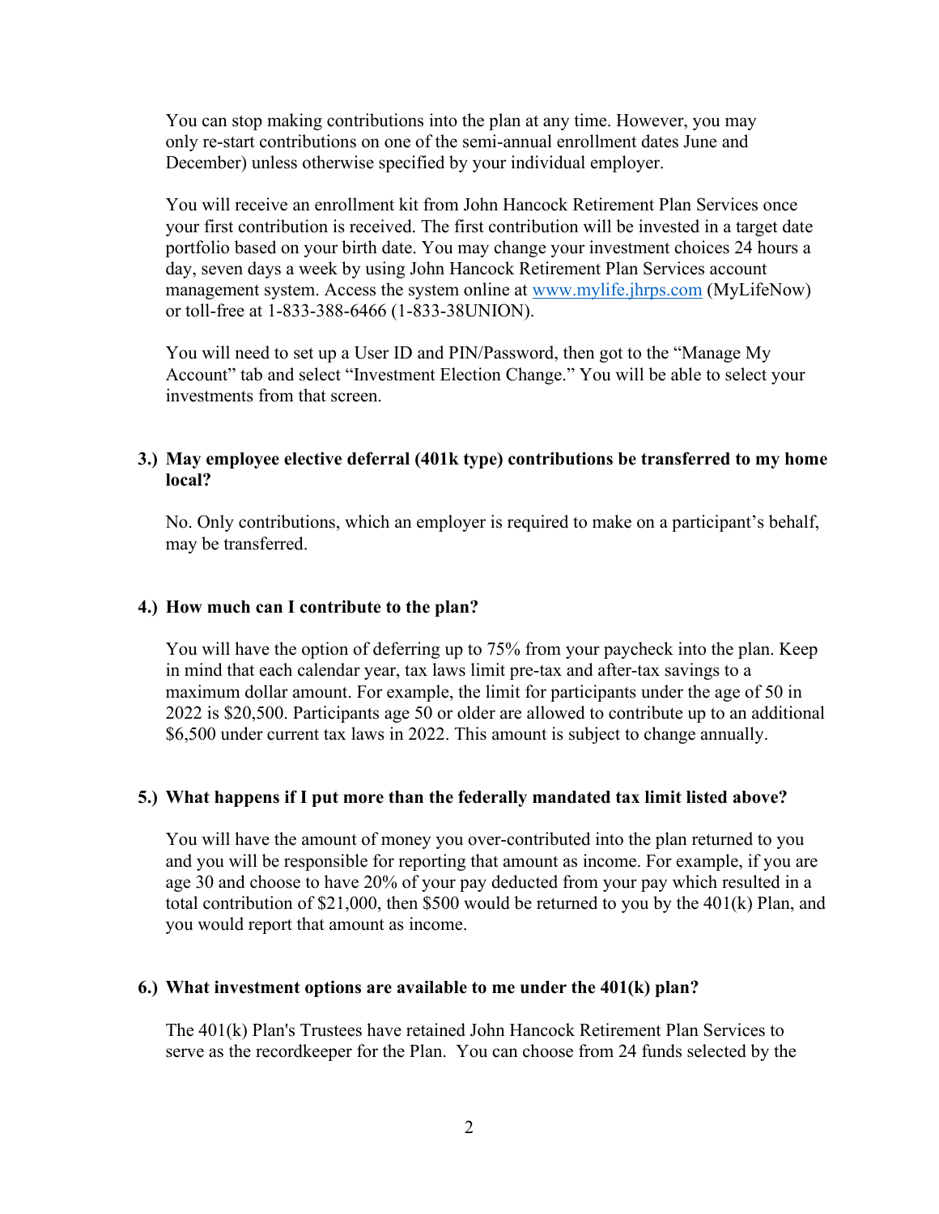You can stop making contributions into the plan at any time. However, you may only re-start contributions on one of the semi-annual enrollment dates June and December) unless otherwise specified by your individual employer.

You will receive an enrollment kit from John Hancock Retirement Plan Services once your first contribution is received. The first contribution will be invested in a target date portfolio based on your birth date. You may change your investment choices 24 hours a day, seven days a week by using John Hancock Retirement Plan Services account management system. Access the system online at [www.mylife.jhrps.com](http://www.mylife.jhrps.com) (MyLifeNow) or toll-free at 1-833-388-6466 (1-833-38UNION).

You will need to set up a User ID and PIN/Password, then got to the "Manage My Account" tab and select "Investment Election Change." You will be able to select your investments from that screen.

**3.) May employee elective deferral (401k type) contributions be transferred to my home local?**

No. Only contributions, which an employer is required to make on a participant's behalf, may be transferred.

**4.) How much can I contribute to the plan?**

You will have the option of deferring up to 75% from your paycheck into the plan. Keep in mind that each calendar year, tax laws limit pre-tax and after-tax savings to a maximum dollar amount. For example, the limit for participants under the age of 50 in 2022 is $20,500. Participants age 50 or older are allowed to contribute up to an additional $6,500 under current tax laws in 2022. This amount is subject to change annually.

**5.) What happens if I put more than the federally mandated tax limit listed above?**

You will have the amount of money you over-contributed into the plan returned to you and you will be responsible for reporting that amount as income. For example, if you are age 30 and choose to have 20% of your pay deducted from your pay which resulted in a total contribution of $21,000, then $500 would be returned to you by the 401(k) Plan, and you would report that amount as income.

**6.) What investment options are available to me under the 401(k) plan?**

The 401(k) Plan's Trustees have retained John Hancock Retirement Plan Services to serve as the recordkeeper for the Plan. You can choose from 24 funds selected by the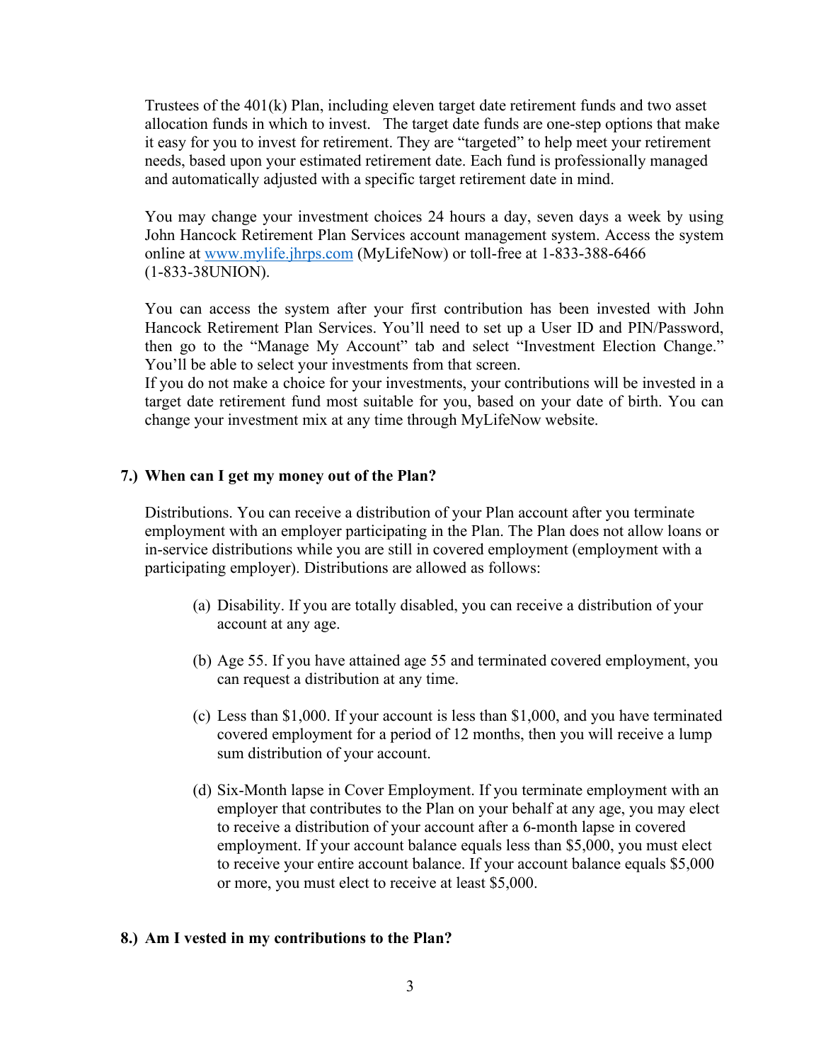Trustees of the 401(k) Plan, including eleven target date retirement funds and two asset allocation funds in which to invest. The target date funds are one-step options that make it easy for you to invest for retirement. They are "targeted" to help meet your retirement needs, based upon your estimated retirement date. Each fund is professionally managed and automatically adjusted with a specific target retirement date in mind.

You may change your investment choices 24 hours a day, seven days a week by using John Hancock Retirement Plan Services account management system. Access the system online at [www.mylife.jhrps.com](www.mylife.jhrps.com) (MyLifeNow) or toll-free at 1-833-388-6466 (1-833-38UNION).

You can access the system after your first contribution has been invested with John Hancock Retirement Plan Services. You'll need to set up a User ID and PIN/Password, then go to the "Manage My Account" tab and select "Investment Election Change." You'll be able to select your investments from that screen.
If you do not make a choice for your investments, your contributions will be invested in a target date retirement fund most suitable for you, based on your date of birth. You can change your investment mix at any time through MyLifeNow website.

**7.) When can I get my money out of the Plan?**

Distributions. You can receive a distribution of your Plan account after you terminate employment with an employer participating in the Plan. The Plan does not allow loans or in-service distributions while you are still in covered employment (employment with a participating employer). Distributions are allowed as follows:

(a) Disability. If you are totally disabled, you can receive a distribution of your account at any age.

(b) Age 55. If you have attained age 55 and terminated covered employment, you can request a distribution at any time.

(c) Less than $1,000. If your account is less than $1,000, and you have terminated covered employment for a period of 12 months, then you will receive a lump sum distribution of your account.

(d) Six-Month lapse in Cover Employment. If you terminate employment with an employer that contributes to the Plan on your behalf at any age, you may elect to receive a distribution of your account after a 6-month lapse in covered employment. If your account balance equals less than $5,000, you must elect to receive your entire account balance. If your account balance equals $5,000 or more, you must elect to receive at least $5,000.

**8.) Am I vested in my contributions to the Plan?**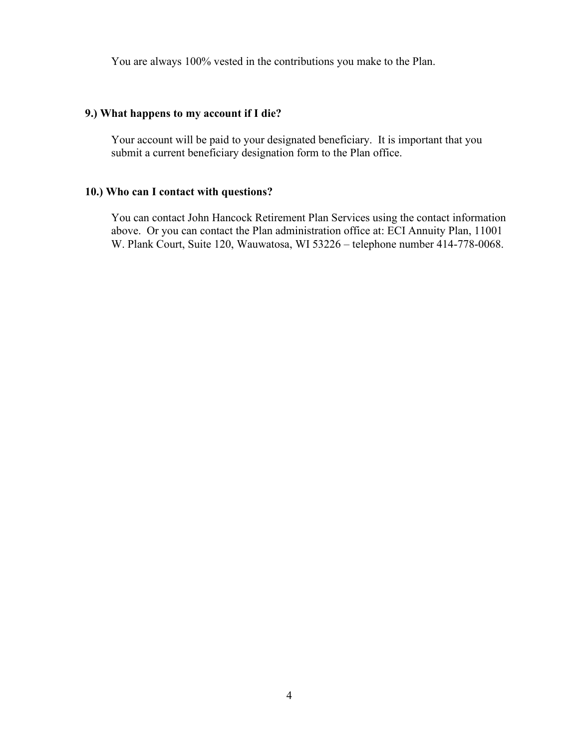You are always 100% vested in the contributions you make to the Plan.

**9.) What happens to my account if I die?**

Your account will be paid to your designated beneficiary. It is important that you submit a current beneficiary designation form to the Plan office.

**10.) Who can I contact with questions?**

You can contact John Hancock Retirement Plan Services using the contact information above. Or you can contact the Plan administration office at: ECI Annuity Plan, 11001 W. Plank Court, Suite 120, Wauwatosa, WI 53226 – telephone number 414-778-0068.